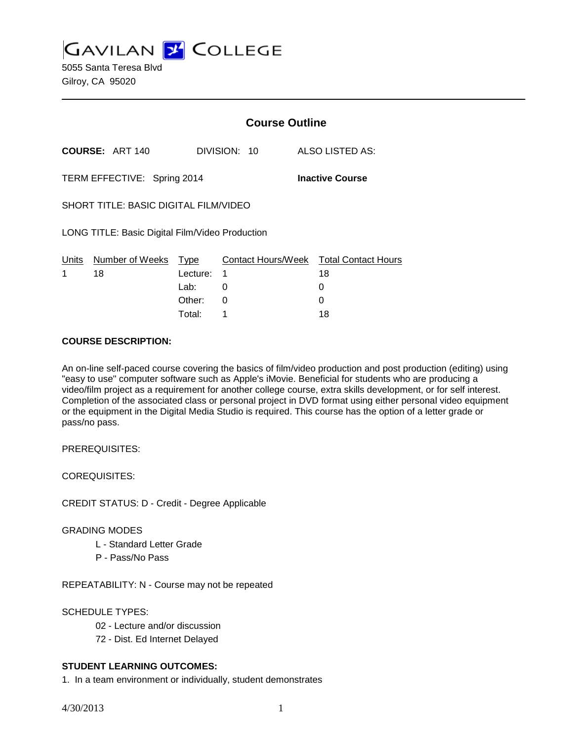# GAVILAN COLLEGE

5055 Santa Teresa Blvd
Gilroy, CA 95020

## Course Outline

**COURSE:** ART 140 DIVISION: 10 ALSO LISTED AS:

TERM EFFECTIVE: Spring 2014 **Inactive Course**

SHORT TITLE: BASIC DIGITAL FILM/VIDEO

LONG TITLE: Basic Digital Film/Video Production

| Units | Number of Weeks | Type | Contact Hours/Week | Total Contact Hours |
|---|---|---|---|---|
| 1 | 18 | Lecture: | 1 | 18 |
| | | Lab: | 0 | 0 |
| | | Other: | 0 | 0 |
| | | Total: | 1 | 18 |

**COURSE DESCRIPTION:**

An on-line self-paced course covering the basics of film/video production and post production (editing) using "easy to use" computer software such as Apple's iMovie. Beneficial for students who are producing a video/film project as a requirement for another college course, extra skills development, or for self interest. Completion of the associated class or personal project in DVD format using either personal video equipment or the equipment in the Digital Media Studio is required. This course has the option of a letter grade or pass/no pass.

PREREQUISITES:

COREQUISITES:

CREDIT STATUS: D - Credit - Degree Applicable

GRADING MODES

- L - Standard Letter Grade
- P - Pass/No Pass

REPEATABILITY: N - Course may not be repeated

SCHEDULE TYPES:

- 02 - Lecture and/or discussion
- 72 - Dist. Ed Internet Delayed

**STUDENT LEARNING OUTCOMES:**

1. In a team environment or individually, student demonstrates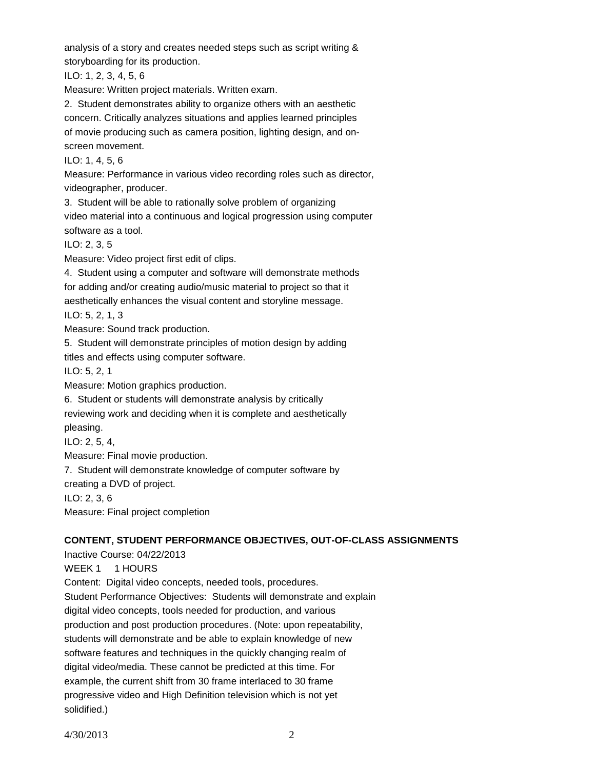analysis of a story and creates needed steps such as script writing & storyboarding for its production.

ILO: 1, 2, 3, 4, 5, 6

Measure: Written project materials. Written exam.

2. Student demonstrates ability to organize others with an aesthetic concern. Critically analyzes situations and applies learned principles of movie producing such as camera position, lighting design, and on-screen movement.

ILO: 1, 4, 5, 6

Measure: Performance in various video recording roles such as director, videographer, producer.

3. Student will be able to rationally solve problem of organizing video material into a continuous and logical progression using computer software as a tool.

ILO: 2, 3, 5

Measure: Video project first edit of clips.

4. Student using a computer and software will demonstrate methods for adding and/or creating audio/music material to project so that it aesthetically enhances the visual content and storyline message.

ILO: 5, 2, 1, 3

Measure: Sound track production.

5. Student will demonstrate principles of motion design by adding titles and effects using computer software.

ILO: 5, 2, 1

Measure: Motion graphics production.

6. Student or students will demonstrate analysis by critically reviewing work and deciding when it is complete and aesthetically pleasing.

ILO: 2, 5, 4,

Measure: Final movie production.

7. Student will demonstrate knowledge of computer software by creating a DVD of project.

ILO: 2, 3, 6

Measure: Final project completion

**CONTENT, STUDENT PERFORMANCE OBJECTIVES, OUT-OF-CLASS ASSIGNMENTS**

Inactive Course: 04/22/2013

WEEK 1 1 HOURS

Content: Digital video concepts, needed tools, procedures.

Student Performance Objectives: Students will demonstrate and explain digital video concepts, tools needed for production, and various production and post production procedures. (Note: upon repeatability, students will demonstrate and be able to explain knowledge of new software features and techniques in the quickly changing realm of digital video/media. These cannot be predicted at this time. For example, the current shift from 30 frame interlaced to 30 frame progressive video and High Definition television which is not yet solidified.)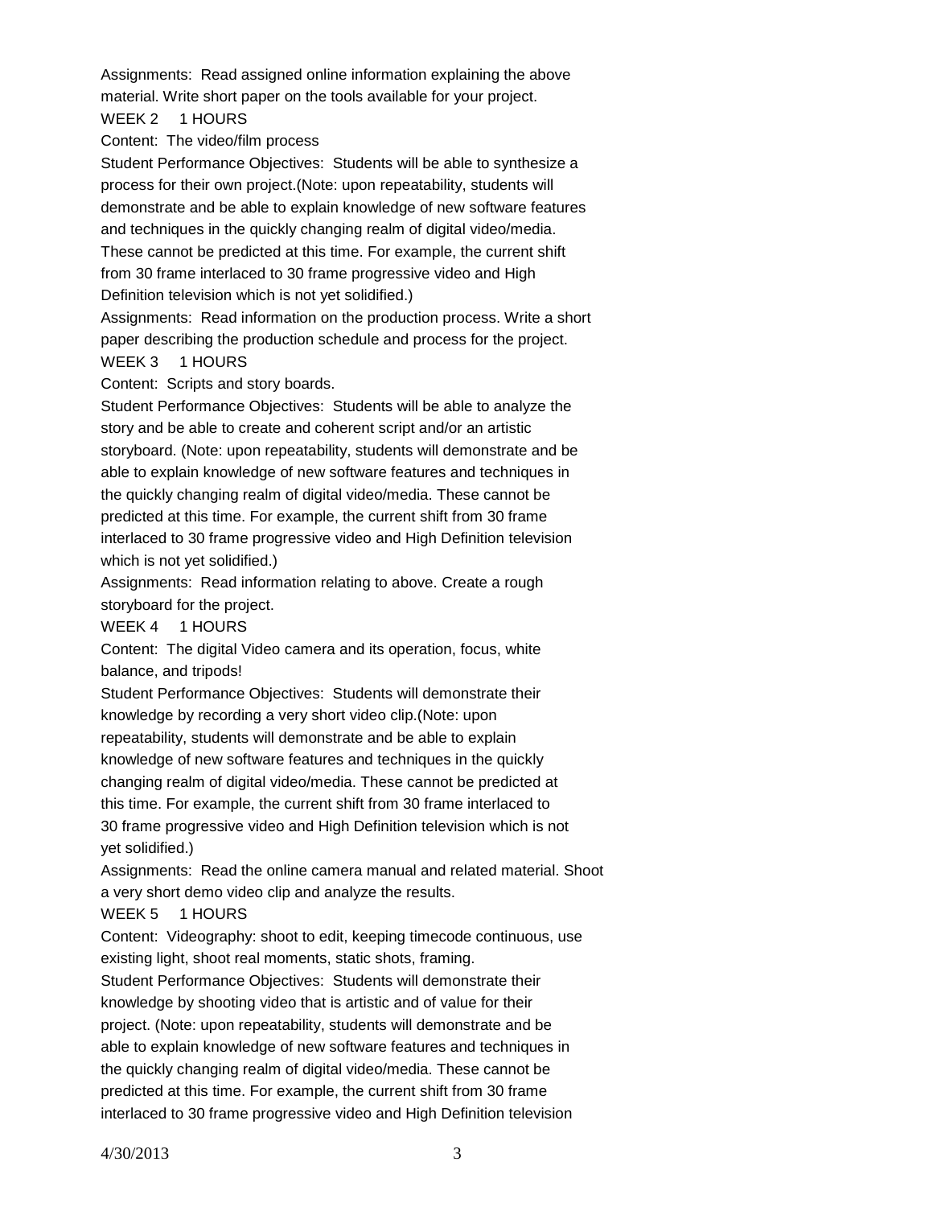Assignments: Read assigned online information explaining the above material. Write short paper on the tools available for your project.

WEEK 2 1 HOURS

Content: The video/film process

Student Performance Objectives: Students will be able to synthesize a process for their own project.(Note: upon repeatability, students will demonstrate and be able to explain knowledge of new software features and techniques in the quickly changing realm of digital video/media. These cannot be predicted at this time. For example, the current shift from 30 frame interlaced to 30 frame progressive video and High Definition television which is not yet solidified.)

Assignments: Read information on the production process. Write a short paper describing the production schedule and process for the project.

WEEK 3 1 HOURS

Content: Scripts and story boards.

Student Performance Objectives: Students will be able to analyze the story and be able to create and coherent script and/or an artistic storyboard. (Note: upon repeatability, students will demonstrate and be able to explain knowledge of new software features and techniques in the quickly changing realm of digital video/media. These cannot be predicted at this time. For example, the current shift from 30 frame interlaced to 30 frame progressive video and High Definition television which is not yet solidified.)

Assignments: Read information relating to above. Create a rough storyboard for the project.

WEEK 4 1 HOURS

Content: The digital Video camera and its operation, focus, white balance, and tripods!

Student Performance Objectives: Students will demonstrate their knowledge by recording a very short video clip.(Note: upon repeatability, students will demonstrate and be able to explain knowledge of new software features and techniques in the quickly changing realm of digital video/media. These cannot be predicted at this time. For example, the current shift from 30 frame interlaced to 30 frame progressive video and High Definition television which is not yet solidified.)

Assignments: Read the online camera manual and related material. Shoot a very short demo video clip and analyze the results.

WEEK 5 1 HOURS

Content: Videography: shoot to edit, keeping timecode continuous, use existing light, shoot real moments, static shots, framing.

Student Performance Objectives: Students will demonstrate their knowledge by shooting video that is artistic and of value for their project. (Note: upon repeatability, students will demonstrate and be able to explain knowledge of new software features and techniques in the quickly changing realm of digital video/media. These cannot be predicted at this time. For example, the current shift from 30 frame interlaced to 30 frame progressive video and High Definition television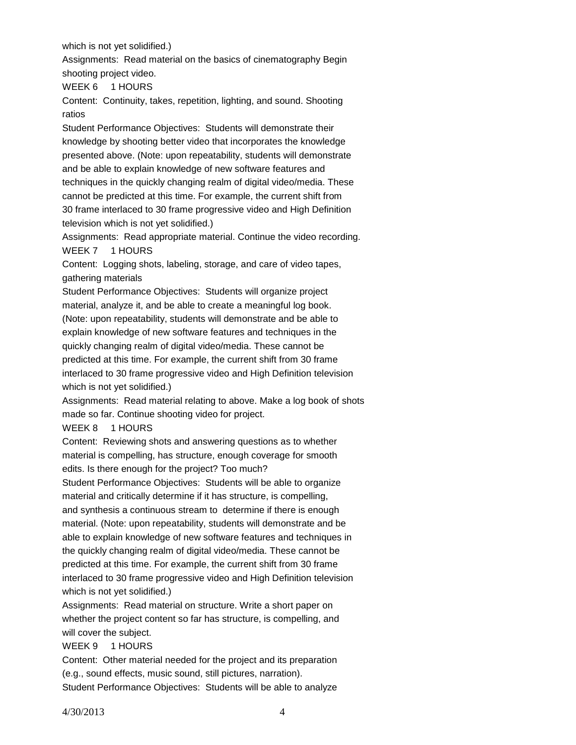which is not yet solidified.)

Assignments: Read material on the basics of cinematography Begin shooting project video.

WEEK 6 1 HOURS

Content: Continuity, takes, repetition, lighting, and sound. Shooting ratios

Student Performance Objectives: Students will demonstrate their knowledge by shooting better video that incorporates the knowledge presented above. (Note: upon repeatability, students will demonstrate and be able to explain knowledge of new software features and techniques in the quickly changing realm of digital video/media. These cannot be predicted at this time. For example, the current shift from 30 frame interlaced to 30 frame progressive video and High Definition television which is not yet solidified.)

Assignments: Read appropriate material. Continue the video recording.

WEEK 7 1 HOURS

Content: Logging shots, labeling, storage, and care of video tapes, gathering materials

Student Performance Objectives: Students will organize project material, analyze it, and be able to create a meaningful log book. (Note: upon repeatability, students will demonstrate and be able to explain knowledge of new software features and techniques in the quickly changing realm of digital video/media. These cannot be predicted at this time. For example, the current shift from 30 frame interlaced to 30 frame progressive video and High Definition television which is not yet solidified.)

Assignments: Read material relating to above. Make a log book of shots made so far. Continue shooting video for project.

WEEK 8 1 HOURS

Content: Reviewing shots and answering questions as to whether material is compelling, has structure, enough coverage for smooth edits. Is there enough for the project? Too much?

Student Performance Objectives: Students will be able to organize material and critically determine if it has structure, is compelling, and synthesis a continuous stream to determine if there is enough material. (Note: upon repeatability, students will demonstrate and be able to explain knowledge of new software features and techniques in the quickly changing realm of digital video/media. These cannot be predicted at this time. For example, the current shift from 30 frame interlaced to 30 frame progressive video and High Definition television which is not yet solidified.)

Assignments: Read material on structure. Write a short paper on whether the project content so far has structure, is compelling, and will cover the subject.

WEEK 9 1 HOURS

Content: Other material needed for the project and its preparation (e.g., sound effects, music sound, still pictures, narration).

Student Performance Objectives: Students will be able to analyze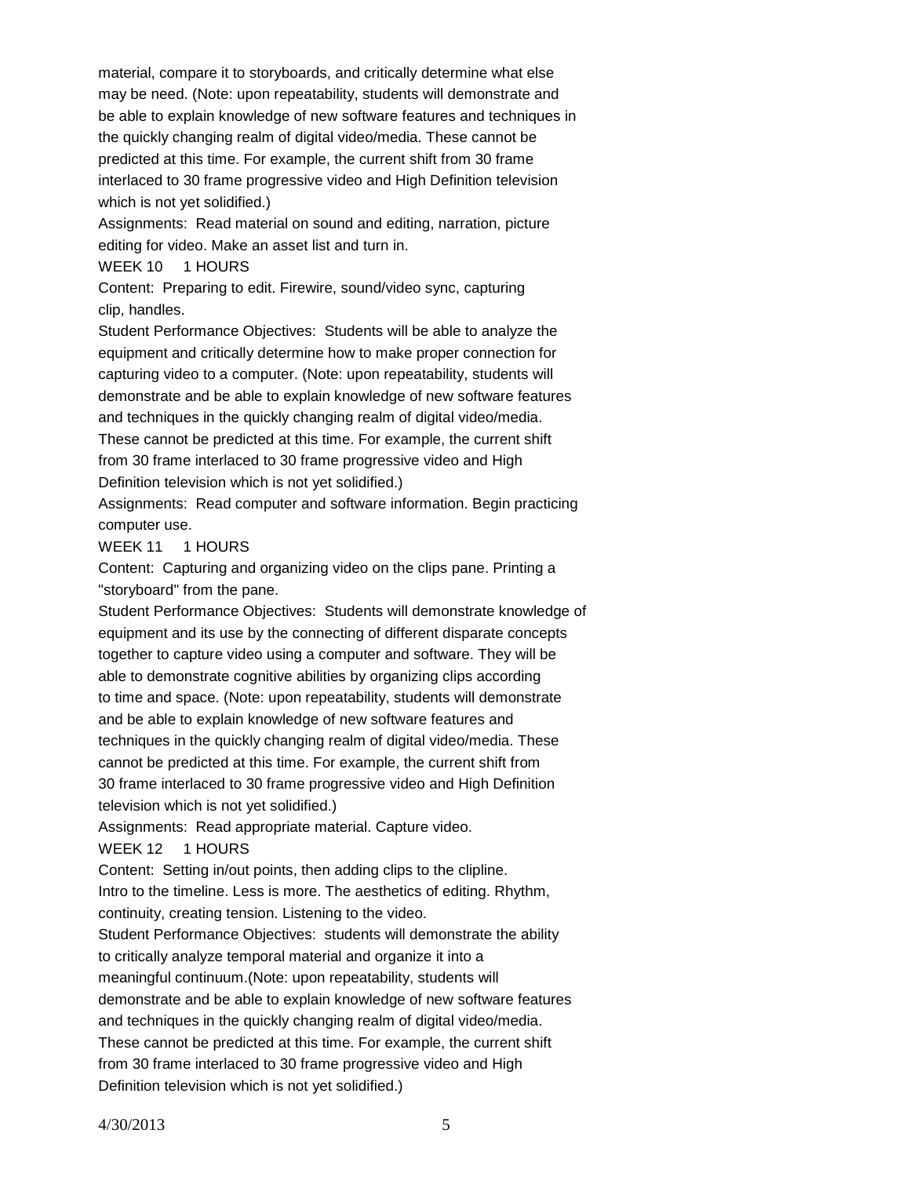material, compare it to storyboards, and critically determine what else may be need. (Note: upon repeatability, students will demonstrate and be able to explain knowledge of new software features and techniques in the quickly changing realm of digital video/media. These cannot be predicted at this time. For example, the current shift from 30 frame interlaced to 30 frame progressive video and High Definition television which is not yet solidified.)

Assignments: Read material on sound and editing, narration, picture editing for video. Make an asset list and turn in.

WEEK 10 1 HOURS

Content: Preparing to edit. Firewire, sound/video sync, capturing clip, handles.

Student Performance Objectives: Students will be able to analyze the equipment and critically determine how to make proper connection for capturing video to a computer. (Note: upon repeatability, students will demonstrate and be able to explain knowledge of new software features and techniques in the quickly changing realm of digital video/media. These cannot be predicted at this time. For example, the current shift from 30 frame interlaced to 30 frame progressive video and High Definition television which is not yet solidified.)

Assignments: Read computer and software information. Begin practicing computer use.

WEEK 11 1 HOURS

Content: Capturing and organizing video on the clips pane. Printing a "storyboard" from the pane.

Student Performance Objectives: Students will demonstrate knowledge of equipment and its use by the connecting of different disparate concepts together to capture video using a computer and software. They will be able to demonstrate cognitive abilities by organizing clips according to time and space. (Note: upon repeatability, students will demonstrate and be able to explain knowledge of new software features and techniques in the quickly changing realm of digital video/media. These cannot be predicted at this time. For example, the current shift from 30 frame interlaced to 30 frame progressive video and High Definition television which is not yet solidified.)

Assignments: Read appropriate material. Capture video.

WEEK 12 1 HOURS

Content: Setting in/out points, then adding clips to the clipline. Intro to the timeline. Less is more. The aesthetics of editing. Rhythm, continuity, creating tension. Listening to the video.

Student Performance Objectives: students will demonstrate the ability to critically analyze temporal material and organize it into a meaningful continuum.(Note: upon repeatability, students will demonstrate and be able to explain knowledge of new software features and techniques in the quickly changing realm of digital video/media. These cannot be predicted at this time. For example, the current shift from 30 frame interlaced to 30 frame progressive video and High Definition television which is not yet solidified.)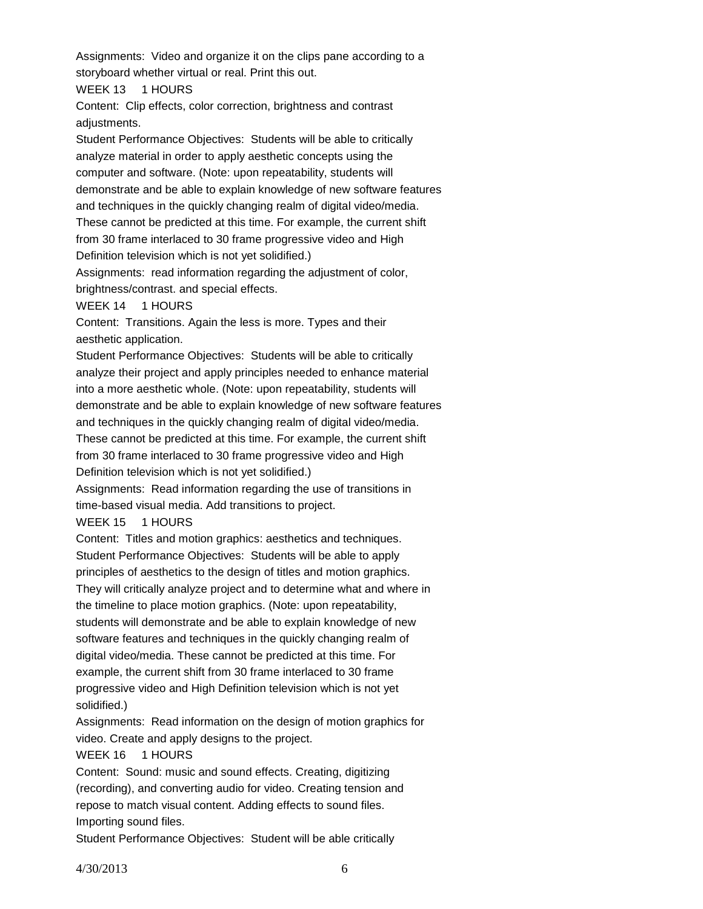Assignments: Video and organize it on the clips pane according to a storyboard whether virtual or real. Print this out.

WEEK 13 1 HOURS

Content: Clip effects, color correction, brightness and contrast adjustments.

Student Performance Objectives: Students will be able to critically analyze material in order to apply aesthetic concepts using the computer and software. (Note: upon repeatability, students will demonstrate and be able to explain knowledge of new software features and techniques in the quickly changing realm of digital video/media. These cannot be predicted at this time. For example, the current shift from 30 frame interlaced to 30 frame progressive video and High Definition television which is not yet solidified.)

Assignments: read information regarding the adjustment of color, brightness/contrast. and special effects.

WEEK 14 1 HOURS

Content: Transitions. Again the less is more. Types and their aesthetic application.

Student Performance Objectives: Students will be able to critically analyze their project and apply principles needed to enhance material into a more aesthetic whole. (Note: upon repeatability, students will demonstrate and be able to explain knowledge of new software features and techniques in the quickly changing realm of digital video/media. These cannot be predicted at this time. For example, the current shift from 30 frame interlaced to 30 frame progressive video and High Definition television which is not yet solidified.)

Assignments: Read information regarding the use of transitions in time-based visual media. Add transitions to project.

WEEK 15 1 HOURS

Content: Titles and motion graphics: aesthetics and techniques.

Student Performance Objectives: Students will be able to apply principles of aesthetics to the design of titles and motion graphics. They will critically analyze project and to determine what and where in the timeline to place motion graphics. (Note: upon repeatability, students will demonstrate and be able to explain knowledge of new software features and techniques in the quickly changing realm of digital video/media. These cannot be predicted at this time. For example, the current shift from 30 frame interlaced to 30 frame progressive video and High Definition television which is not yet solidified.)

Assignments: Read information on the design of motion graphics for video. Create and apply designs to the project.

WEEK 16 1 HOURS

Content: Sound: music and sound effects. Creating, digitizing (recording), and converting audio for video. Creating tension and repose to match visual content. Adding effects to sound files. Importing sound files.

Student Performance Objectives: Student will be able critically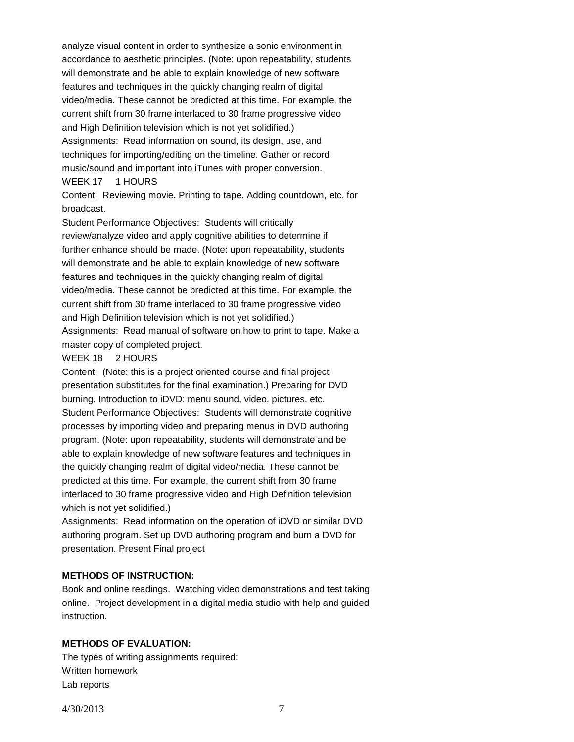analyze visual content in order to synthesize a sonic environment in accordance to aesthetic principles. (Note: upon repeatability, students will demonstrate and be able to explain knowledge of new software features and techniques in the quickly changing realm of digital video/media. These cannot be predicted at this time. For example, the current shift from 30 frame interlaced to 30 frame progressive video and High Definition television which is not yet solidified.)
Assignments: Read information on sound, its design, use, and techniques for importing/editing on the timeline. Gather or record music/sound and important into iTunes with proper conversion.
WEEK 17 1 HOURS
Content: Reviewing movie. Printing to tape. Adding countdown, etc. for broadcast.
Student Performance Objectives: Students will critically review/analyze video and apply cognitive abilities to determine if further enhance should be made. (Note: upon repeatability, students will demonstrate and be able to explain knowledge of new software features and techniques in the quickly changing realm of digital video/media. These cannot be predicted at this time. For example, the current shift from 30 frame interlaced to 30 frame progressive video and High Definition television which is not yet solidified.)
Assignments: Read manual of software on how to print to tape. Make a master copy of completed project.
WEEK 18 2 HOURS
Content: (Note: this is a project oriented course and final project presentation substitutes for the final examination.) Preparing for DVD burning. Introduction to iDVD: menu sound, video, pictures, etc.
Student Performance Objectives: Students will demonstrate cognitive processes by importing video and preparing menus in DVD authoring program. (Note: upon repeatability, students will demonstrate and be able to explain knowledge of new software features and techniques in the quickly changing realm of digital video/media. These cannot be predicted at this time. For example, the current shift from 30 frame interlaced to 30 frame progressive video and High Definition television which is not yet solidified.)
Assignments: Read information on the operation of iDVD or similar DVD authoring program. Set up DVD authoring program and burn a DVD for presentation. Present Final project

**METHODS OF INSTRUCTION:**

Book and online readings. Watching video demonstrations and test taking online. Project development in a digital media studio with help and guided instruction.

**METHODS OF EVALUATION:**

The types of writing assignments required:
Written homework
Lab reports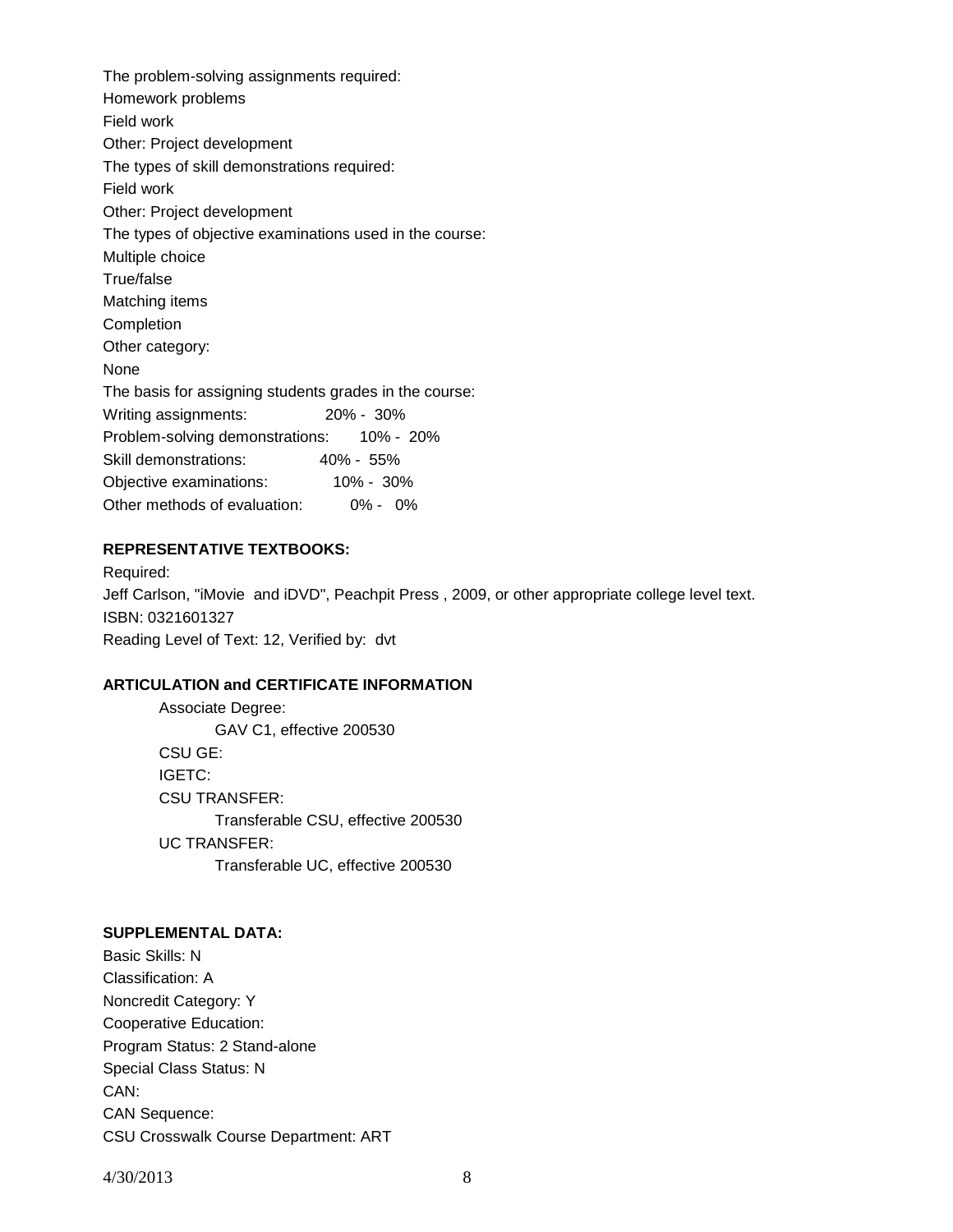The problem-solving assignments required:

Homework problems

Field work

Other: Project development

The types of skill demonstrations required:

Field work

Other: Project development

The types of objective examinations used in the course:

Multiple choice

True/false

Matching items

Completion

Other category:

None

The basis for assigning students grades in the course:

| | |
|---|---|
| Writing assignments: | 20% - 30% |
| Problem-solving demonstrations: | 10% - 20% |
| Skill demonstrations: | 40% - 55% |
| Objective examinations: | 10% - 30% |
| Other methods of evaluation: | 0% - 0% |

**REPRESENTATIVE TEXTBOOKS:**

Required:

Jeff Carlson, "iMovie and iDVD", Peachpit Press , 2009, or other appropriate college level text.

ISBN: 0321601327

Reading Level of Text: 12, Verified by: dvt

**ARTICULATION and CERTIFICATE INFORMATION**

Associate Degree:
- GAV C1, effective 200530

CSU GE:

IGETC:

CSU TRANSFER:
- Transferable CSU, effective 200530

UC TRANSFER:
- Transferable UC, effective 200530

**SUPPLEMENTAL DATA:**

Basic Skills: N

Classification: A

Noncredit Category: Y

Cooperative Education:

Program Status: 2 Stand-alone

Special Class Status: N

CAN:

CAN Sequence:

CSU Crosswalk Course Department: ART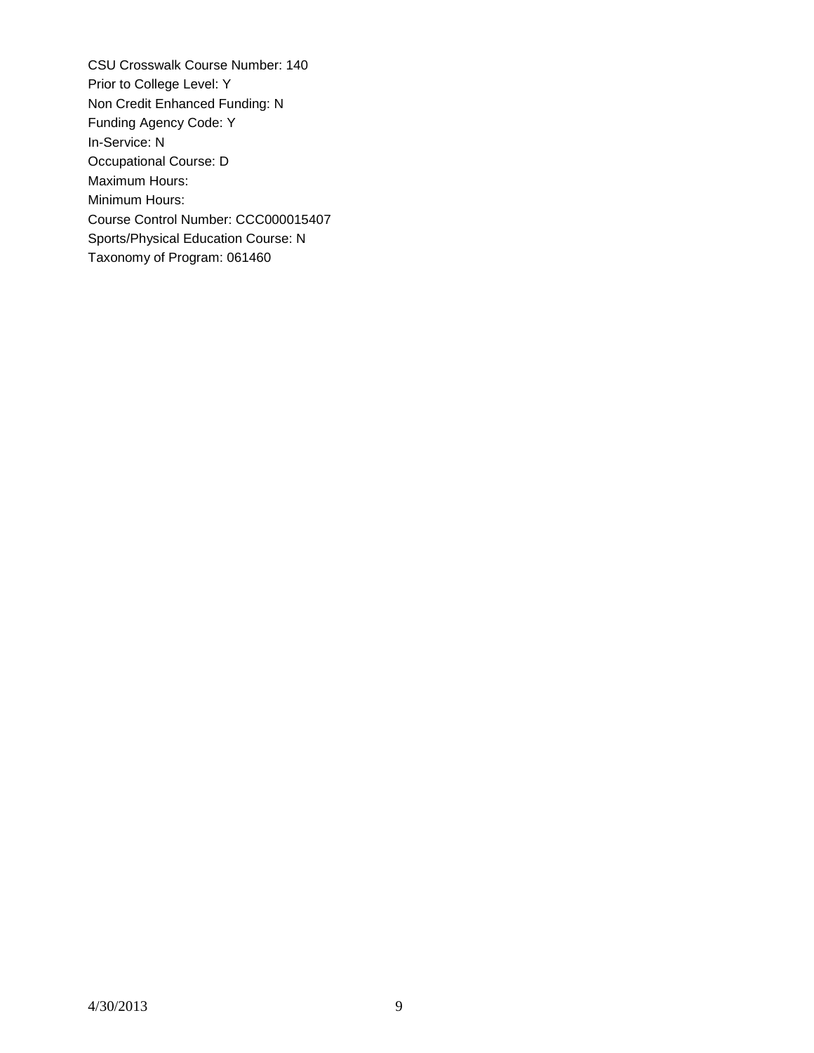CSU Crosswalk Course Number: 140
Prior to College Level: Y
Non Credit Enhanced Funding: N
Funding Agency Code: Y
In-Service: N
Occupational Course: D
Maximum Hours:
Minimum Hours:
Course Control Number: CCC000015407
Sports/Physical Education Course: N
Taxonomy of Program: 061460